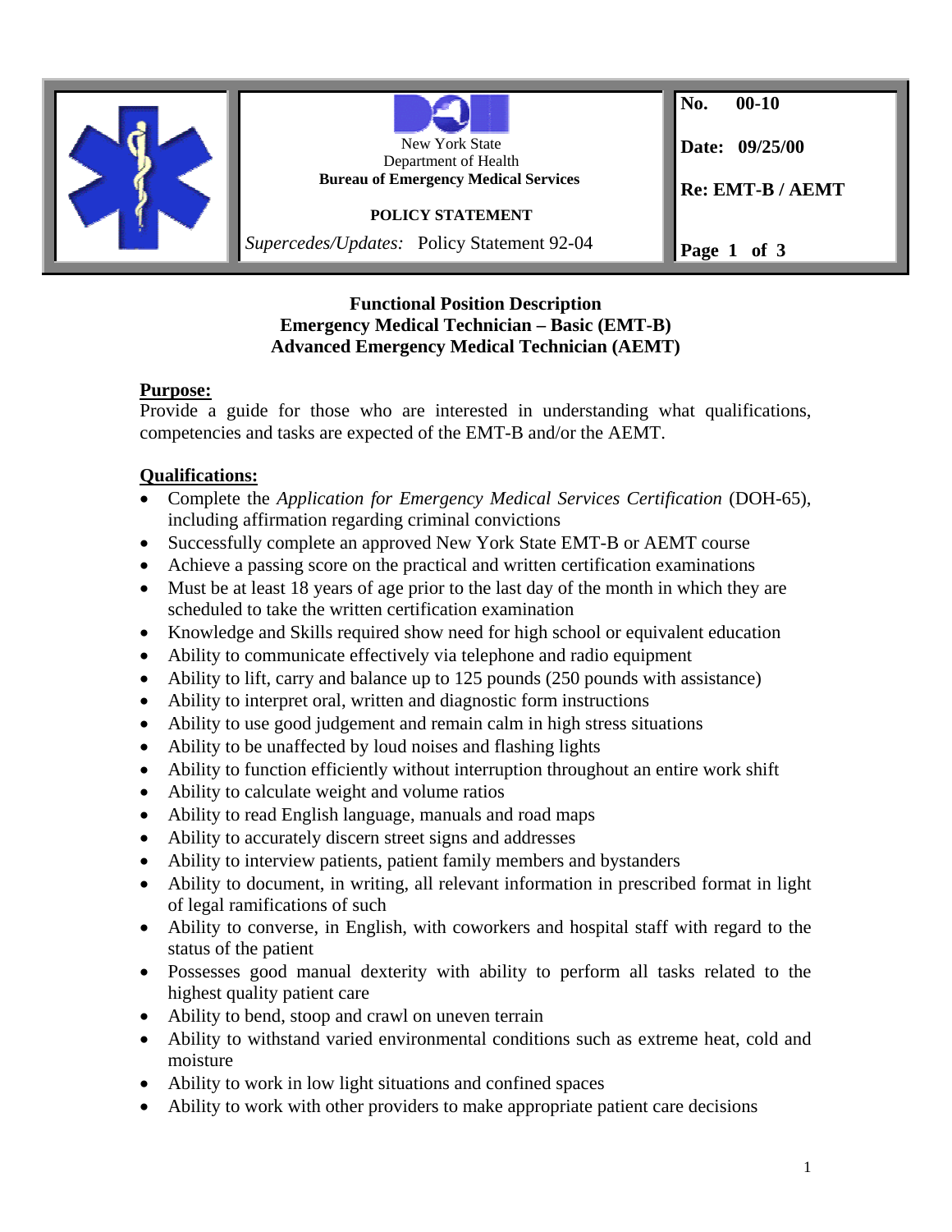| | New York State<br>Department of Health<br>**Bureau of Emergency Medical Services**<br><br>**POLICY STATEMENT**<br><br>*Supercedes/Updates:* Policy Statement 92-04 | **No. 00-10**<br><br>**Date: 09/25/00**<br><br>**Re: EMT-B / AEMT**<br><br>**Page 1 of 3** |
|---|---|---|

# Functional Position Description
## Emergency Medical Technician – Basic (EMT-B)
## Advanced Emergency Medical Technician (AEMT)

**Purpose:**

Provide a guide for those who are interested in understanding what qualifications, competencies and tasks are expected of the EMT-B and/or the AEMT.

**Qualifications:**

- Complete the *Application for Emergency Medical Services Certification* (DOH-65), including affirmation regarding criminal convictions
- Successfully complete an approved New York State EMT-B or AEMT course
- Achieve a passing score on the practical and written certification examinations
- Must be at least 18 years of age prior to the last day of the month in which they are scheduled to take the written certification examination
- Knowledge and Skills required show need for high school or equivalent education
- Ability to communicate effectively via telephone and radio equipment
- Ability to lift, carry and balance up to 125 pounds (250 pounds with assistance)
- Ability to interpret oral, written and diagnostic form instructions
- Ability to use good judgement and remain calm in high stress situations
- Ability to be unaffected by loud noises and flashing lights
- Ability to function efficiently without interruption throughout an entire work shift
- Ability to calculate weight and volume ratios
- Ability to read English language, manuals and road maps
- Ability to accurately discern street signs and addresses
- Ability to interview patients, patient family members and bystanders
- Ability to document, in writing, all relevant information in prescribed format in light of legal ramifications of such
- Ability to converse, in English, with coworkers and hospital staff with regard to the status of the patient
- Possesses good manual dexterity with ability to perform all tasks related to the highest quality patient care
- Ability to bend, stoop and crawl on uneven terrain
- Ability to withstand varied environmental conditions such as extreme heat, cold and moisture
- Ability to work in low light situations and confined spaces
- Ability to work with other providers to make appropriate patient care decisions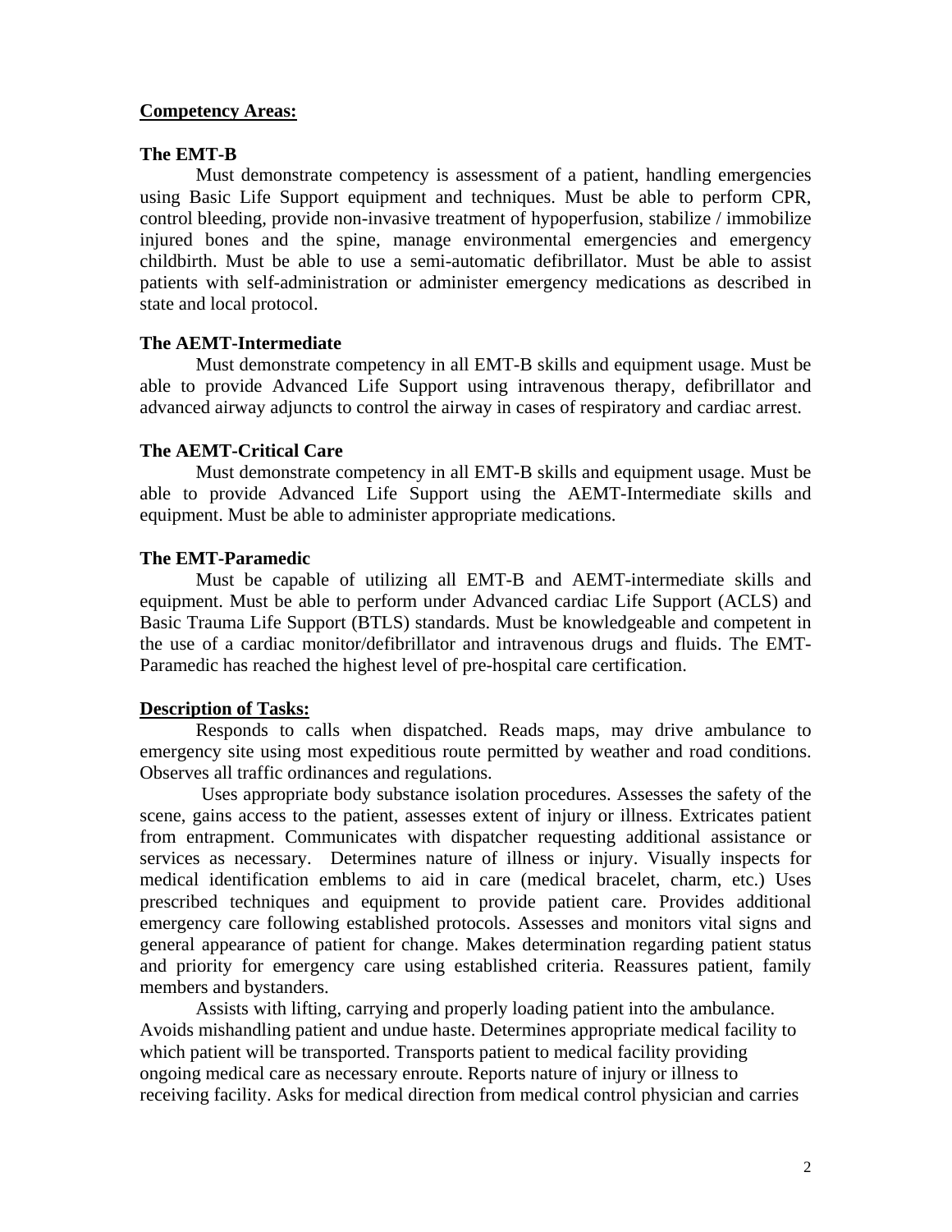## Competency Areas:

### The EMT-B

Must demonstrate competency is assessment of a patient, handling emergencies using Basic Life Support equipment and techniques. Must be able to perform CPR, control bleeding, provide non-invasive treatment of hypoperfusion, stabilize / immobilize injured bones and the spine, manage environmental emergencies and emergency childbirth. Must be able to use a semi-automatic defibrillator. Must be able to assist patients with self-administration or administer emergency medications as described in state and local protocol.

### The AEMT-Intermediate

Must demonstrate competency in all EMT-B skills and equipment usage. Must be able to provide Advanced Life Support using intravenous therapy, defibrillator and advanced airway adjuncts to control the airway in cases of respiratory and cardiac arrest.

### The AEMT-Critical Care

Must demonstrate competency in all EMT-B skills and equipment usage. Must be able to provide Advanced Life Support using the AEMT-Intermediate skills and equipment. Must be able to administer appropriate medications.

### The EMT-Paramedic

Must be capable of utilizing all EMT-B and AEMT-intermediate skills and equipment. Must be able to perform under Advanced cardiac Life Support (ACLS) and Basic Trauma Life Support (BTLS) standards. Must be knowledgeable and competent in the use of a cardiac monitor/defibrillator and intravenous drugs and fluids. The EMT-Paramedic has reached the highest level of pre-hospital care certification.

## Description of Tasks:

Responds to calls when dispatched. Reads maps, may drive ambulance to emergency site using most expeditious route permitted by weather and road conditions. Observes all traffic ordinances and regulations.

Uses appropriate body substance isolation procedures. Assesses the safety of the scene, gains access to the patient, assesses extent of injury or illness. Extricates patient from entrapment. Communicates with dispatcher requesting additional assistance or services as necessary. Determines nature of illness or injury. Visually inspects for medical identification emblems to aid in care (medical bracelet, charm, etc.) Uses prescribed techniques and equipment to provide patient care. Provides additional emergency care following established protocols. Assesses and monitors vital signs and general appearance of patient for change. Makes determination regarding patient status and priority for emergency care using established criteria. Reassures patient, family members and bystanders.

Assists with lifting, carrying and properly loading patient into the ambulance. Avoids mishandling patient and undue haste. Determines appropriate medical facility to which patient will be transported. Transports patient to medical facility providing ongoing medical care as necessary enroute. Reports nature of injury or illness to receiving facility. Asks for medical direction from medical control physician and carries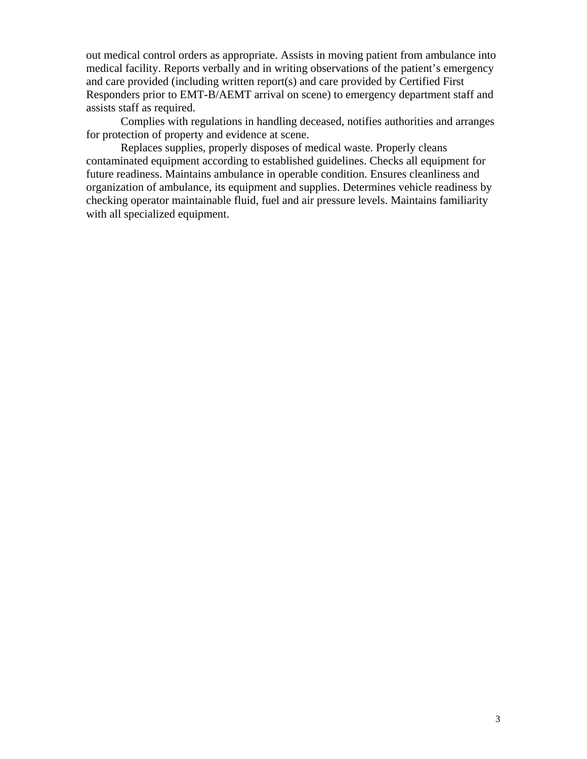out medical control orders as appropriate. Assists in moving patient from ambulance into medical facility. Reports verbally and in writing observations of the patient's emergency and care provided (including written report(s) and care provided by Certified First Responders prior to EMT-B/AEMT arrival on scene) to emergency department staff and assists staff as required.

Complies with regulations in handling deceased, notifies authorities and arranges for protection of property and evidence at scene.

Replaces supplies, properly disposes of medical waste. Properly cleans contaminated equipment according to established guidelines. Checks all equipment for future readiness. Maintains ambulance in operable condition. Ensures cleanliness and organization of ambulance, its equipment and supplies. Determines vehicle readiness by checking operator maintainable fluid, fuel and air pressure levels. Maintains familiarity with all specialized equipment.